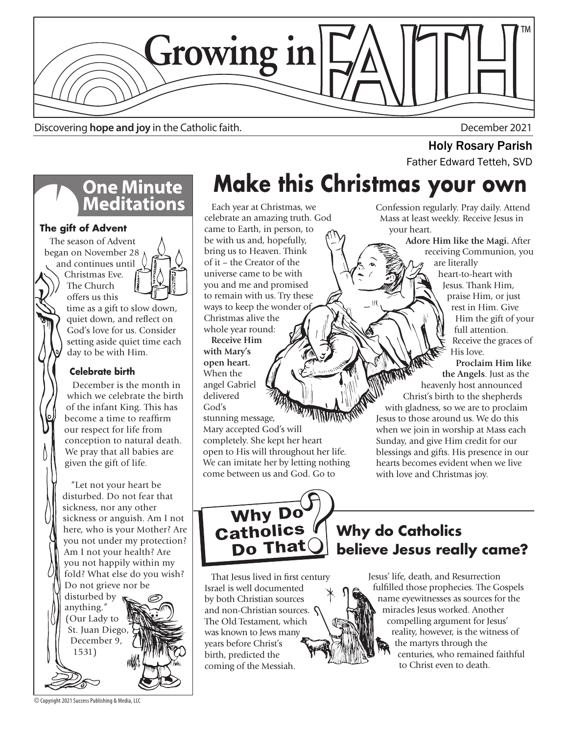# Growing in FAITH™

Discovering **hope and joy** in the Catholic faith.

December 2021

**Holy Rosary Parish**

Father Edward Tetteh, SVD

## One Minute Meditations

### The gift of Advent

The season of Advent began on November 28 and continues until Christmas Eve. The Church offers us this time as a gift to slow down, quiet down, and reflect on God's love for us. Consider setting aside quiet time each day to be with Him.

### Celebrate birth

December is the month in which we celebrate the birth of the infant King. This has become a time to reaffirm our respect for life from conception to natural death. We pray that all babies are given the gift of life.

"Let not your heart be disturbed. Do not fear that sickness, nor any other sickness or anguish. Am I not here, who is your Mother? Are you not under my protection? Am I not your health? Are you not happily within my fold? What else do you wish? Do not grieve nor be disturbed by anything." (Our Lady to St. Juan Diego, December 9, 1531)

# Make this Christmas your own

Each year at Christmas, we celebrate an amazing truth. God came to Earth, in person, to be with us and, hopefully, bring us to Heaven. Think of it – the Creator of the universe came to be with you and me and promised to remain with us. Try these ways to keep the wonder of Christmas alive the whole year round:

**Receive Him with Mary's open heart.** When the angel Gabriel delivered God's stunning message, Mary accepted God's will completely. She kept her heart open to His will throughout her life. We can imitate her by letting nothing come between us and God. Go to Confession regularly. Pray daily. Attend Mass at least weekly. Receive Jesus in your heart.

**Adore Him like the Magi.** After receiving Communion, you are literally heart-to-heart with Jesus. Thank Him, praise Him, or just rest in Him. Give Him the gift of your full attention. Receive the graces of His love.

**Proclaim Him like the Angels**. Just as the heavenly host announced Christ's birth to the shepherds with gladness, so we are to proclaim Jesus to those around us. We do this when we join in worship at Mass each Sunday, and give Him credit for our blessings and gifts. His presence in our hearts becomes evident when we live with love and Christmas joy.

## Why Do Catholics Do That?

## Why do Catholics believe Jesus really came?

That Jesus lived in first century Israel is well documented by both Christian sources and non-Christian sources. The Old Testament, which was known to Jews many years before Christ's birth, predicted the coming of the Messiah. Jesus' life, death, and Resurrection fulfilled those prophecies. The Gospels name eyewitnesses as sources for the miracles Jesus worked. Another compelling argument for Jesus' reality, however, is the witness of the martyrs through the centuries, who remained faithful to Christ even to death.

© Copyright 2021 Success Publishing & Media, LLC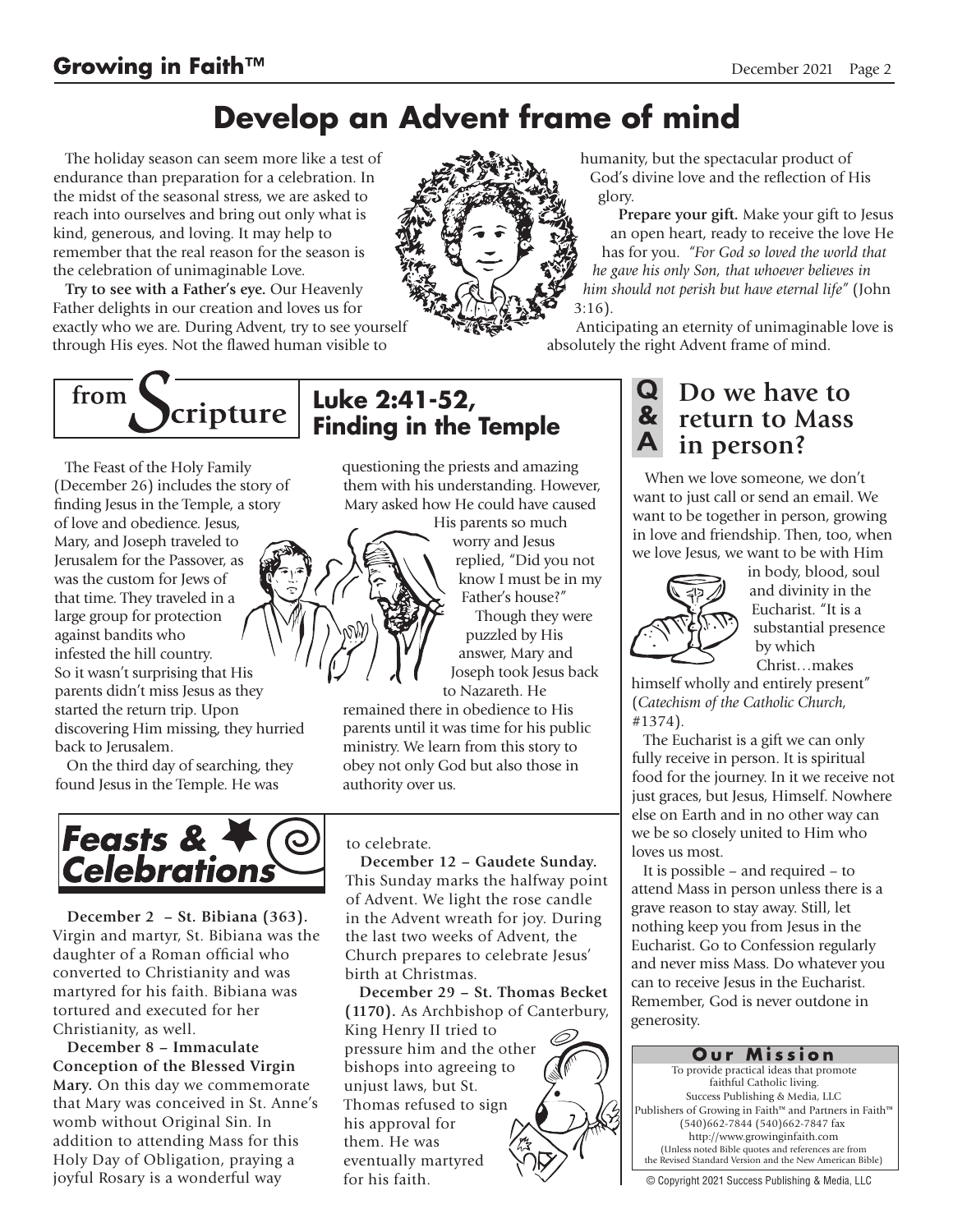# Develop an Advent frame of mind

The holiday season can seem more like a test of endurance than preparation for a celebration. In the midst of the seasonal stress, we are asked to reach into ourselves and bring out only what is kind, generous, and loving. It may help to remember that the real reason for the season is the celebration of unimaginable Love.

**Try to see with a Father's eye.** Our Heavenly Father delights in our creation and loves us for exactly who we are. During Advent, try to see yourself through His eyes. Not the flawed human visible to humanity, but the spectacular product of God's divine love and the reflection of His glory.

**Prepare your gift.** Make your gift to Jesus an open heart, ready to receive the love He has for you. *"For God so loved the world that he gave his only Son, that whoever believes in him should not perish but have eternal life"* (John 3:16).

Anticipating an eternity of unimaginable love is absolutely the right Advent frame of mind.

## from Scripture — Luke 2:41-52, Finding in the Temple

The Feast of the Holy Family (December 26) includes the story of finding Jesus in the Temple, a story of love and obedience. Jesus, Mary, and Joseph traveled to Jerusalem for the Passover, as was the custom for Jews of that time. They traveled in a large group for protection against bandits who infested the hill country. So it wasn't surprising that His parents didn't miss Jesus as they started the return trip. Upon discovering Him missing, they hurried back to Jerusalem.

On the third day of searching, they found Jesus in the Temple. He was questioning the priests and amazing them with his understanding. However, Mary asked how He could have caused His parents so much worry and Jesus replied, "Did you not know I must be in my Father's house?"

Though they were puzzled by His answer, Mary and Joseph took Jesus back to Nazareth. He remained there in obedience to His parents until it was time for his public ministry. We learn from this story to obey not only God but also those in authority over us.

## Feasts & Celebrations

**December 2 – St. Bibiana (363).** Virgin and martyr, St. Bibiana was the daughter of a Roman official who converted to Christianity and was martyred for his faith. Bibiana was tortured and executed for her Christianity, as well.

**December 8 – Immaculate Conception of the Blessed Virgin Mary.** On this day we commemorate that Mary was conceived in St. Anne's womb without Original Sin. In addition to attending Mass for this Holy Day of Obligation, praying a joyful Rosary is a wonderful way to celebrate.

**December 12 – Gaudete Sunday.** This Sunday marks the halfway point of Advent. We light the rose candle in the Advent wreath for joy. During the last two weeks of Advent, the Church prepares to celebrate Jesus' birth at Christmas.

**December 29 – St. Thomas Becket (1170).** As Archbishop of Canterbury, King Henry II tried to pressure him and the other bishops into agreeing to unjust laws, but St. Thomas refused to sign his approval for them. He was eventually martyred for his faith.

## Q & A: Do we have to return to Mass in person?

When we love someone, we don't want to just call or send an email. We want to be together in person, growing in love and friendship. Then, too, when we love Jesus, we want to be with Him in body, blood, soul and divinity in the Eucharist. "It is a substantial presence by which Christ…makes himself wholly and entirely present" (*Catechism of the Catholic Church*, #1374).

The Eucharist is a gift we can only fully receive in person. It is spiritual food for the journey. In it we receive not just graces, but Jesus, Himself. Nowhere else on Earth and in no other way can we be so closely united to Him who loves us most.

It is possible – and required – to attend Mass in person unless there is a grave reason to stay away. Still, let nothing keep you from Jesus in the Eucharist. Go to Confession regularly and never miss Mass. Do whatever you can to receive Jesus in the Eucharist. Remember, God is never outdone in generosity.

### Our Mission

To provide practical ideas that promote faithful Catholic living.
Success Publishing & Media, LLC
Publishers of Growing in Faith™ and Partners in Faith™
(540)662-7844 (540)662-7847 fax
http://www.growinginfaith.com
(Unless noted Bible quotes and references are from the Revised Standard Version and the New American Bible)

© Copyright 2021 Success Publishing & Media, LLC